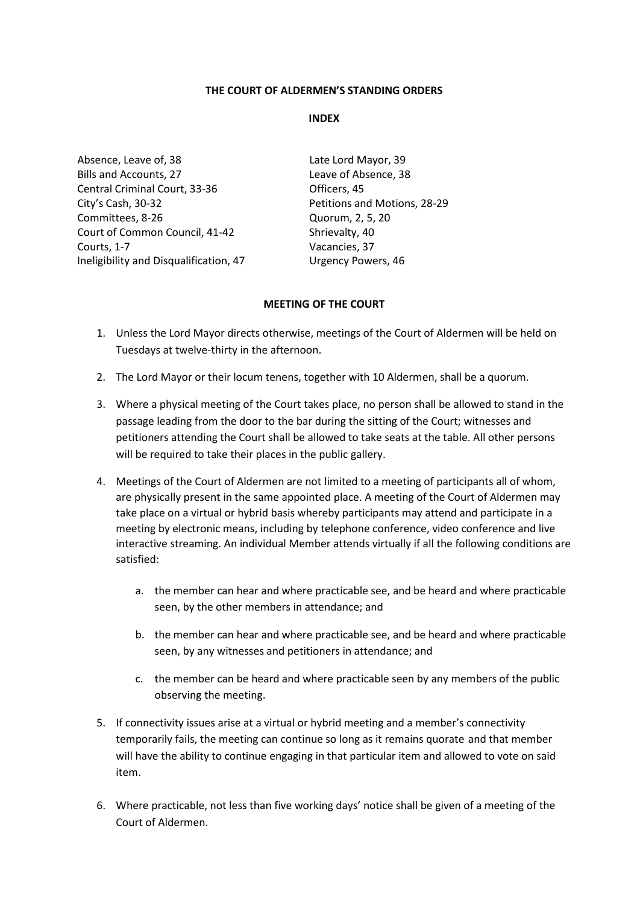# THE COURT OF ALDERMEN'S STANDING ORDERS

## INDEX

Absence, Leave of, 38
Bills and Accounts, 27
Central Criminal Court, 33-36
City's Cash, 30-32
Committees, 8-26
Court of Common Council, 41-42
Courts, 1-7
Ineligibility and Disqualification, 47
Late Lord Mayor, 39
Leave of Absence, 38
Officers, 45
Petitions and Motions, 28-29
Quorum, 2, 5, 20
Shrievalty, 40
Vacancies, 37
Urgency Powers, 46

## MEETING OF THE COURT

1. Unless the Lord Mayor directs otherwise, meetings of the Court of Aldermen will be held on Tuesdays at twelve-thirty in the afternoon.

2. The Lord Mayor or their locum tenens, together with 10 Aldermen, shall be a quorum.

3. Where a physical meeting of the Court takes place, no person shall be allowed to stand in the passage leading from the door to the bar during the sitting of the Court; witnesses and petitioners attending the Court shall be allowed to take seats at the table. All other persons will be required to take their places in the public gallery.

4. Meetings of the Court of Aldermen are not limited to a meeting of participants all of whom, are physically present in the same appointed place. A meeting of the Court of Aldermen may take place on a virtual or hybrid basis whereby participants may attend and participate in a meeting by electronic means, including by telephone conference, video conference and live interactive streaming. An individual Member attends virtually if all the following conditions are satisfied:

   a. the member can hear and where practicable see, and be heard and where practicable seen, by the other members in attendance; and

   b. the member can hear and where practicable see, and be heard and where practicable seen, by any witnesses and petitioners in attendance; and

   c. the member can be heard and where practicable seen by any members of the public observing the meeting.

5. If connectivity issues arise at a virtual or hybrid meeting and a member's connectivity temporarily fails, the meeting can continue so long as it remains quorate and that member will have the ability to continue engaging in that particular item and allowed to vote on said item.

6. Where practicable, not less than five working days' notice shall be given of a meeting of the Court of Aldermen.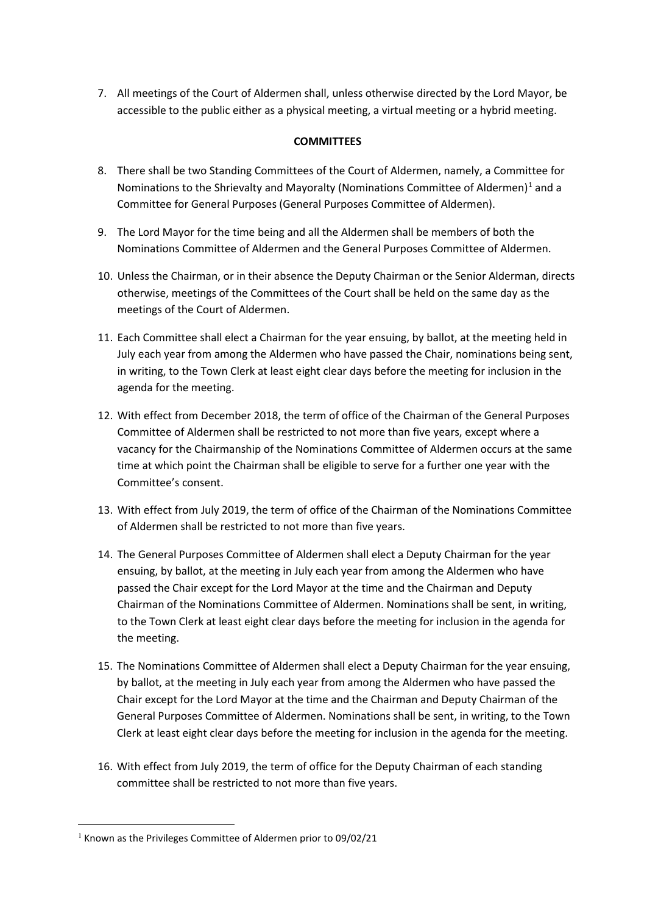7. All meetings of the Court of Aldermen shall, unless otherwise directed by the Lord Mayor, be accessible to the public either as a physical meeting, a virtual meeting or a hybrid meeting.

**COMMITTEES**

8. There shall be two Standing Committees of the Court of Aldermen, namely, a Committee for Nominations to the Shrievalty and Mayoralty (Nominations Committee of Aldermen)[1] and a Committee for General Purposes (General Purposes Committee of Aldermen).

9. The Lord Mayor for the time being and all the Aldermen shall be members of both the Nominations Committee of Aldermen and the General Purposes Committee of Aldermen.

10. Unless the Chairman, or in their absence the Deputy Chairman or the Senior Alderman, directs otherwise, meetings of the Committees of the Court shall be held on the same day as the meetings of the Court of Aldermen.

11. Each Committee shall elect a Chairman for the year ensuing, by ballot, at the meeting held in July each year from among the Aldermen who have passed the Chair, nominations being sent, in writing, to the Town Clerk at least eight clear days before the meeting for inclusion in the agenda for the meeting.

12. With effect from December 2018, the term of office of the Chairman of the General Purposes Committee of Aldermen shall be restricted to not more than five years, except where a vacancy for the Chairmanship of the Nominations Committee of Aldermen occurs at the same time at which point the Chairman shall be eligible to serve for a further one year with the Committee's consent.

13. With effect from July 2019, the term of office of the Chairman of the Nominations Committee of Aldermen shall be restricted to not more than five years.

14. The General Purposes Committee of Aldermen shall elect a Deputy Chairman for the year ensuing, by ballot, at the meeting in July each year from among the Aldermen who have passed the Chair except for the Lord Mayor at the time and the Chairman and Deputy Chairman of the Nominations Committee of Aldermen. Nominations shall be sent, in writing, to the Town Clerk at least eight clear days before the meeting for inclusion in the agenda for the meeting.

15. The Nominations Committee of Aldermen shall elect a Deputy Chairman for the year ensuing, by ballot, at the meeting in July each year from among the Aldermen who have passed the Chair except for the Lord Mayor at the time and the Chairman and Deputy Chairman of the General Purposes Committee of Aldermen. Nominations shall be sent, in writing, to the Town Clerk at least eight clear days before the meeting for inclusion in the agenda for the meeting.

16. With effect from July 2019, the term of office for the Deputy Chairman of each standing committee shall be restricted to not more than five years.

---

[1] Known as the Privileges Committee of Aldermen prior to 09/02/21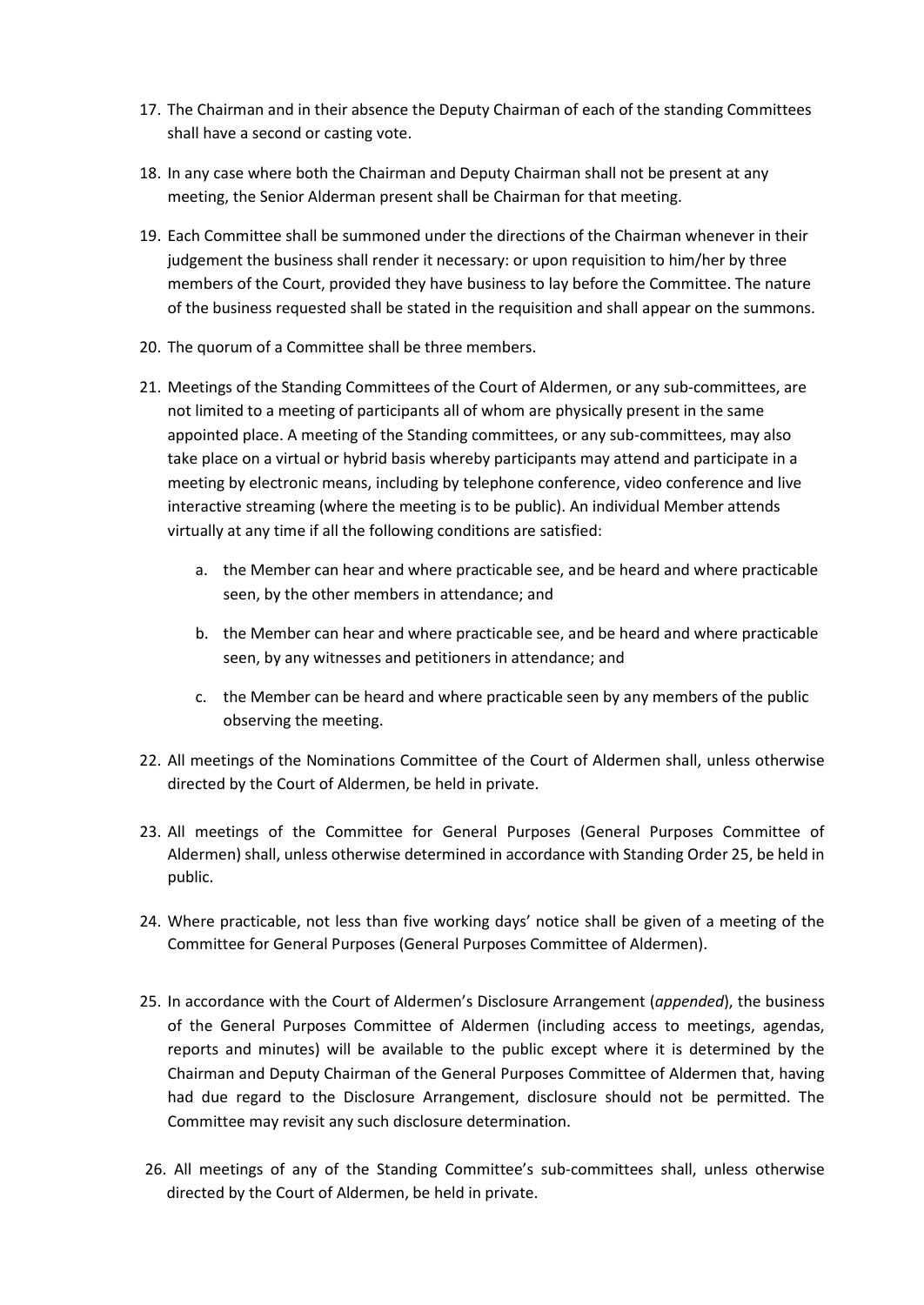17. The Chairman and in their absence the Deputy Chairman of each of the standing Committees shall have a second or casting vote.

18. In any case where both the Chairman and Deputy Chairman shall not be present at any meeting, the Senior Alderman present shall be Chairman for that meeting.

19. Each Committee shall be summoned under the directions of the Chairman whenever in their judgement the business shall render it necessary: or upon requisition to him/her by three members of the Court, provided they have business to lay before the Committee. The nature of the business requested shall be stated in the requisition and shall appear on the summons.

20. The quorum of a Committee shall be three members.

21. Meetings of the Standing Committees of the Court of Aldermen, or any sub-committees, are not limited to a meeting of participants all of whom are physically present in the same appointed place. A meeting of the Standing committees, or any sub-committees, may also take place on a virtual or hybrid basis whereby participants may attend and participate in a meeting by electronic means, including by telephone conference, video conference and live interactive streaming (where the meeting is to be public). An individual Member attends virtually at any time if all the following conditions are satisfied:

    a. the Member can hear and where practicable see, and be heard and where practicable seen, by the other members in attendance; and

    b. the Member can hear and where practicable see, and be heard and where practicable seen, by any witnesses and petitioners in attendance; and

    c. the Member can be heard and where practicable seen by any members of the public observing the meeting.

22. All meetings of the Nominations Committee of the Court of Aldermen shall, unless otherwise directed by the Court of Aldermen, be held in private.

23. All meetings of the Committee for General Purposes (General Purposes Committee of Aldermen) shall, unless otherwise determined in accordance with Standing Order 25, be held in public.

24. Where practicable, not less than five working days' notice shall be given of a meeting of the Committee for General Purposes (General Purposes Committee of Aldermen).

25. In accordance with the Court of Aldermen's Disclosure Arrangement (*appended*), the business of the General Purposes Committee of Aldermen (including access to meetings, agendas, reports and minutes) will be available to the public except where it is determined by the Chairman and Deputy Chairman of the General Purposes Committee of Aldermen that, having had due regard to the Disclosure Arrangement, disclosure should not be permitted. The Committee may revisit any such disclosure determination.

26. All meetings of any of the Standing Committee's sub-committees shall, unless otherwise directed by the Court of Aldermen, be held in private.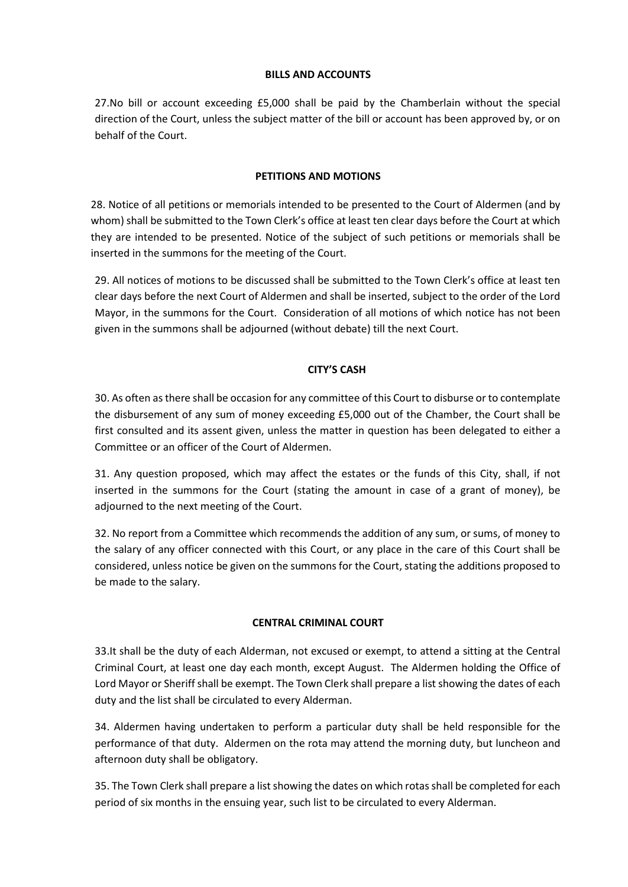## BILLS AND ACCOUNTS

27.No bill or account exceeding £5,000 shall be paid by the Chamberlain without the special direction of the Court, unless the subject matter of the bill or account has been approved by, or on behalf of the Court.

## PETITIONS AND MOTIONS

28. Notice of all petitions or memorials intended to be presented to the Court of Aldermen (and by whom) shall be submitted to the Town Clerk's office at least ten clear days before the Court at which they are intended to be presented. Notice of the subject of such petitions or memorials shall be inserted in the summons for the meeting of the Court.

29. All notices of motions to be discussed shall be submitted to the Town Clerk's office at least ten clear days before the next Court of Aldermen and shall be inserted, subject to the order of the Lord Mayor, in the summons for the Court. Consideration of all motions of which notice has not been given in the summons shall be adjourned (without debate) till the next Court.

## CITY'S CASH

30. As often as there shall be occasion for any committee of this Court to disburse or to contemplate the disbursement of any sum of money exceeding £5,000 out of the Chamber, the Court shall be first consulted and its assent given, unless the matter in question has been delegated to either a Committee or an officer of the Court of Aldermen.

31. Any question proposed, which may affect the estates or the funds of this City, shall, if not inserted in the summons for the Court (stating the amount in case of a grant of money), be adjourned to the next meeting of the Court.

32. No report from a Committee which recommends the addition of any sum, or sums, of money to the salary of any officer connected with this Court, or any place in the care of this Court shall be considered, unless notice be given on the summons for the Court, stating the additions proposed to be made to the salary.

## CENTRAL CRIMINAL COURT

33.It shall be the duty of each Alderman, not excused or exempt, to attend a sitting at the Central Criminal Court, at least one day each month, except August. The Aldermen holding the Office of Lord Mayor or Sheriff shall be exempt. The Town Clerk shall prepare a list showing the dates of each duty and the list shall be circulated to every Alderman.

34. Aldermen having undertaken to perform a particular duty shall be held responsible for the performance of that duty. Aldermen on the rota may attend the morning duty, but luncheon and afternoon duty shall be obligatory.

35. The Town Clerk shall prepare a list showing the dates on which rotas shall be completed for each period of six months in the ensuing year, such list to be circulated to every Alderman.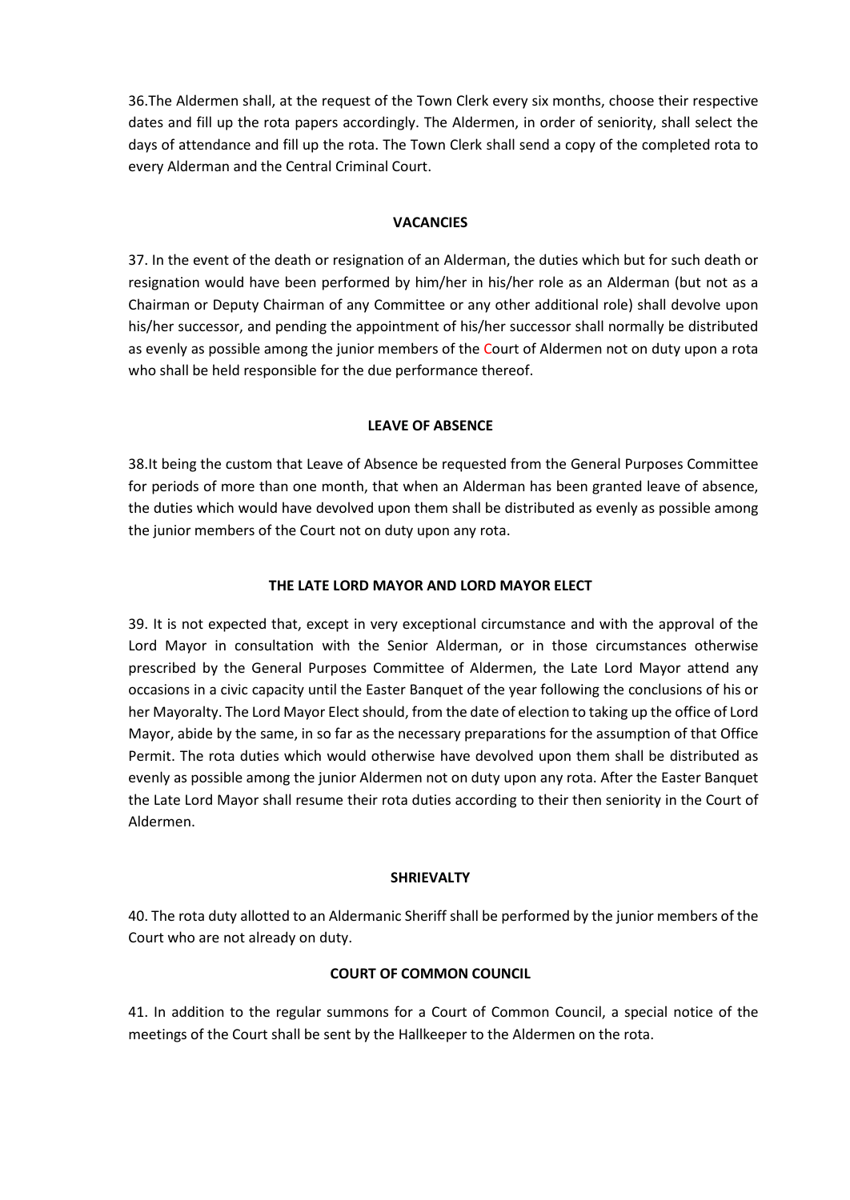36.The Aldermen shall, at the request of the Town Clerk every six months, choose their respective dates and fill up the rota papers accordingly. The Aldermen, in order of seniority, shall select the days of attendance and fill up the rota. The Town Clerk shall send a copy of the completed rota to every Alderman and the Central Criminal Court.

**VACANCIES**

37. In the event of the death or resignation of an Alderman, the duties which but for such death or resignation would have been performed by him/her in his/her role as an Alderman (but not as a Chairman or Deputy Chairman of any Committee or any other additional role) shall devolve upon his/her successor, and pending the appointment of his/her successor shall normally be distributed as evenly as possible among the junior members of the Court of Aldermen not on duty upon a rota who shall be held responsible for the due performance thereof.

**LEAVE OF ABSENCE**

38.It being the custom that Leave of Absence be requested from the General Purposes Committee for periods of more than one month, that when an Alderman has been granted leave of absence, the duties which would have devolved upon them shall be distributed as evenly as possible among the junior members of the Court not on duty upon any rota.

**THE LATE LORD MAYOR AND LORD MAYOR ELECT**

39. It is not expected that, except in very exceptional circumstance and with the approval of the Lord Mayor in consultation with the Senior Alderman, or in those circumstances otherwise prescribed by the General Purposes Committee of Aldermen, the Late Lord Mayor attend any occasions in a civic capacity until the Easter Banquet of the year following the conclusions of his or her Mayoralty. The Lord Mayor Elect should, from the date of election to taking up the office of Lord Mayor, abide by the same, in so far as the necessary preparations for the assumption of that Office Permit. The rota duties which would otherwise have devolved upon them shall be distributed as evenly as possible among the junior Aldermen not on duty upon any rota. After the Easter Banquet the Late Lord Mayor shall resume their rota duties according to their then seniority in the Court of Aldermen.

**SHRIEVALTY**

40. The rota duty allotted to an Aldermanic Sheriff shall be performed by the junior members of the Court who are not already on duty.

**COURT OF COMMON COUNCIL**

41. In addition to the regular summons for a Court of Common Council, a special notice of the meetings of the Court shall be sent by the Hallkeeper to the Aldermen on the rota.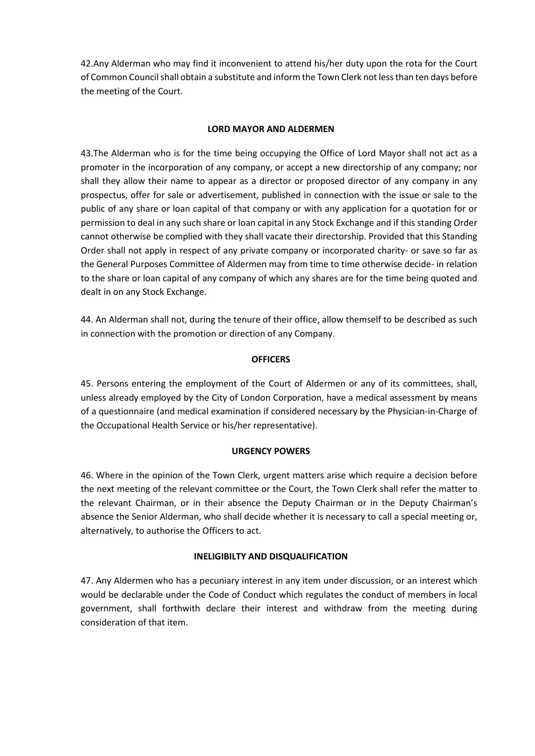42.Any Alderman who may find it inconvenient to attend his/her duty upon the rota for the Court of Common Council shall obtain a substitute and inform the Town Clerk not less than ten days before the meeting of the Court.

## LORD MAYOR AND ALDERMEN

43.The Alderman who is for the time being occupying the Office of Lord Mayor shall not act as a promoter in the incorporation of any company, or accept a new directorship of any company; nor shall they allow their name to appear as a director or proposed director of any company in any prospectus, offer for sale or advertisement, published in connection with the issue or sale to the public of any share or loan capital of that company or with any application for a quotation for or permission to deal in any such share or loan capital in any Stock Exchange and if this standing Order cannot otherwise be complied with they shall vacate their directorship. Provided that this Standing Order shall not apply in respect of any private company or incorporated charity- or save so far as the General Purposes Committee of Aldermen may from time to time otherwise decide- in relation to the share or loan capital of any company of which any shares are for the time being quoted and dealt in on any Stock Exchange.

44. An Alderman shall not, during the tenure of their office, allow themself to be described as such in connection with the promotion or direction of any Company.

## OFFICERS

45. Persons entering the employment of the Court of Aldermen or any of its committees, shall, unless already employed by the City of London Corporation, have a medical assessment by means of a questionnaire (and medical examination if considered necessary by the Physician-in-Charge of the Occupational Health Service or his/her representative).

## URGENCY POWERS

46. Where in the opinion of the Town Clerk, urgent matters arise which require a decision before the next meeting of the relevant committee or the Court, the Town Clerk shall refer the matter to the relevant Chairman, or in their absence the Deputy Chairman or in the Deputy Chairman's absence the Senior Alderman, who shall decide whether it is necessary to call a special meeting or, alternatively, to authorise the Officers to act.

## INELIGIBILTY AND DISQUALIFICATION

47. Any Aldermen who has a pecuniary interest in any item under discussion, or an interest which would be declarable under the Code of Conduct which regulates the conduct of members in local government, shall forthwith declare their interest and withdraw from the meeting during consideration of that item.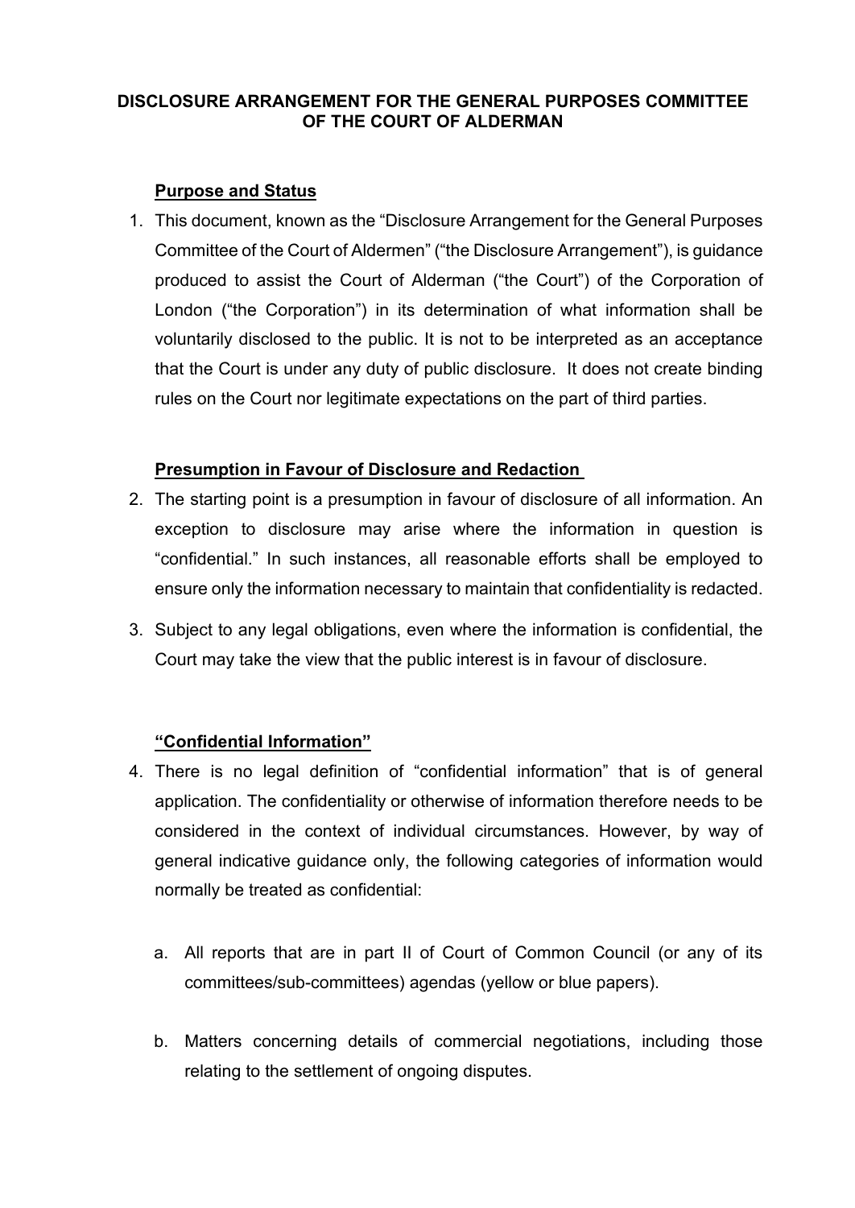**DISCLOSURE ARRANGEMENT FOR THE GENERAL PURPOSES COMMITTEE OF THE COURT OF ALDERMAN**

## Purpose and Status

1. This document, known as the "Disclosure Arrangement for the General Purposes Committee of the Court of Aldermen" ("the Disclosure Arrangement"), is guidance produced to assist the Court of Alderman ("the Court") of the Corporation of London ("the Corporation") in its determination of what information shall be voluntarily disclosed to the public. It is not to be interpreted as an acceptance that the Court is under any duty of public disclosure. It does not create binding rules on the Court nor legitimate expectations on the part of third parties.

## Presumption in Favour of Disclosure and Redaction

2. The starting point is a presumption in favour of disclosure of all information. An exception to disclosure may arise where the information in question is "confidential." In such instances, all reasonable efforts shall be employed to ensure only the information necessary to maintain that confidentiality is redacted.

3. Subject to any legal obligations, even where the information is confidential, the Court may take the view that the public interest is in favour of disclosure.

## "Confidential Information"

4. There is no legal definition of "confidential information" that is of general application. The confidentiality or otherwise of information therefore needs to be considered in the context of individual circumstances. However, by way of general indicative guidance only, the following categories of information would normally be treated as confidential:

   a. All reports that are in part II of Court of Common Council (or any of its committees/sub-committees) agendas (yellow or blue papers).

   b. Matters concerning details of commercial negotiations, including those relating to the settlement of ongoing disputes.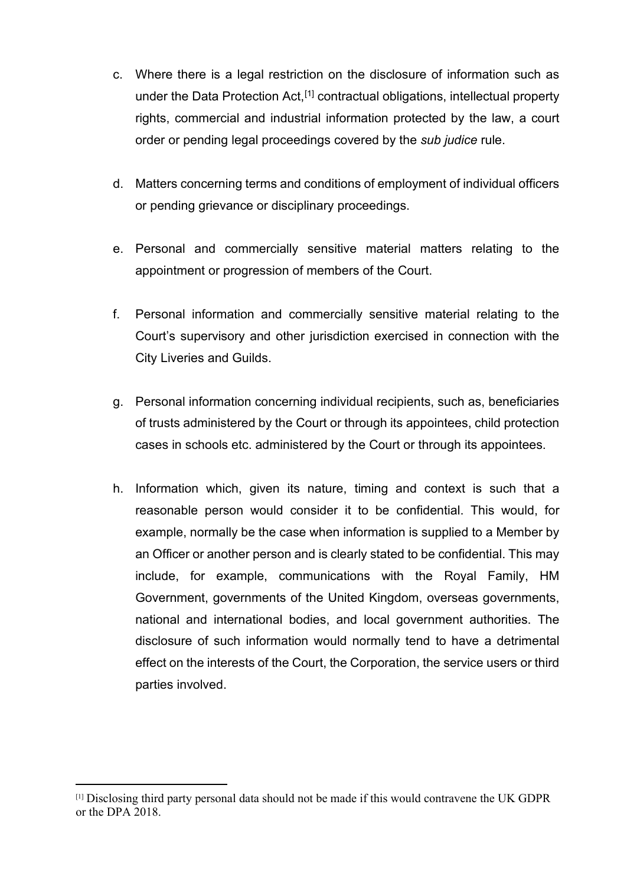c. Where there is a legal restriction on the disclosure of information such as under the Data Protection Act,[1] contractual obligations, intellectual property rights, commercial and industrial information protected by the law, a court order or pending legal proceedings covered by the *sub judice* rule.

d. Matters concerning terms and conditions of employment of individual officers or pending grievance or disciplinary proceedings.

e. Personal and commercially sensitive material matters relating to the appointment or progression of members of the Court.

f. Personal information and commercially sensitive material relating to the Court's supervisory and other jurisdiction exercised in connection with the City Liveries and Guilds.

g. Personal information concerning individual recipients, such as, beneficiaries of trusts administered by the Court or through its appointees, child protection cases in schools etc. administered by the Court or through its appointees.

h. Information which, given its nature, timing and context is such that a reasonable person would consider it to be confidential. This would, for example, normally be the case when information is supplied to a Member by an Officer or another person and is clearly stated to be confidential. This may include, for example, communications with the Royal Family, HM Government, governments of the United Kingdom, overseas governments, national and international bodies, and local government authorities. The disclosure of such information would normally tend to have a detrimental effect on the interests of the Court, the Corporation, the service users or third parties involved.

---

[1] Disclosing third party personal data should not be made if this would contravene the UK GDPR or the DPA 2018.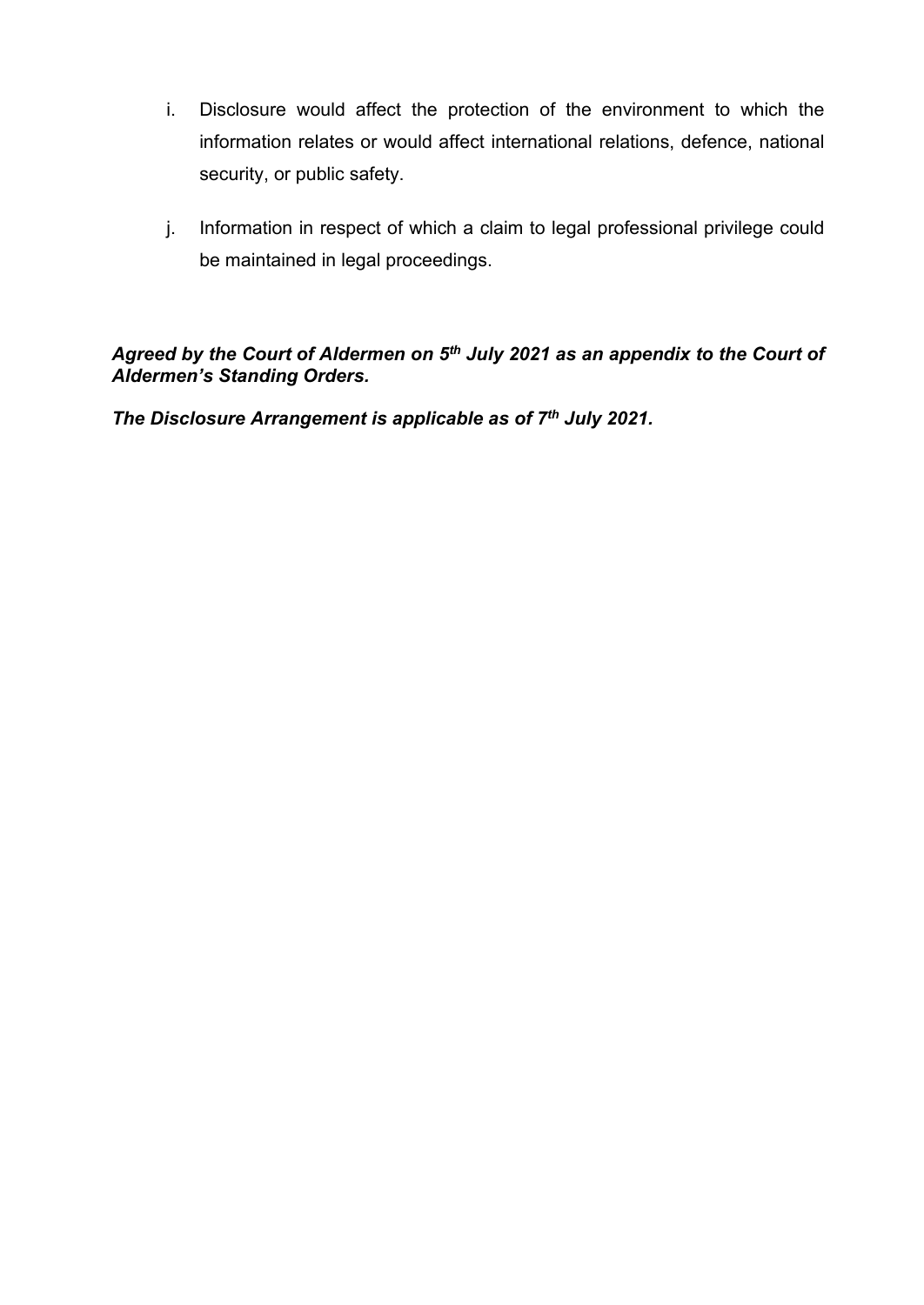i. Disclosure would affect the protection of the environment to which the information relates or would affect international relations, defence, national security, or public safety.

j. Information in respect of which a claim to legal professional privilege could be maintained in legal proceedings.

***Agreed by the Court of Aldermen on 5th July 2021 as an appendix to the Court of Aldermen's Standing Orders.***

***The Disclosure Arrangement is applicable as of 7th July 2021.***